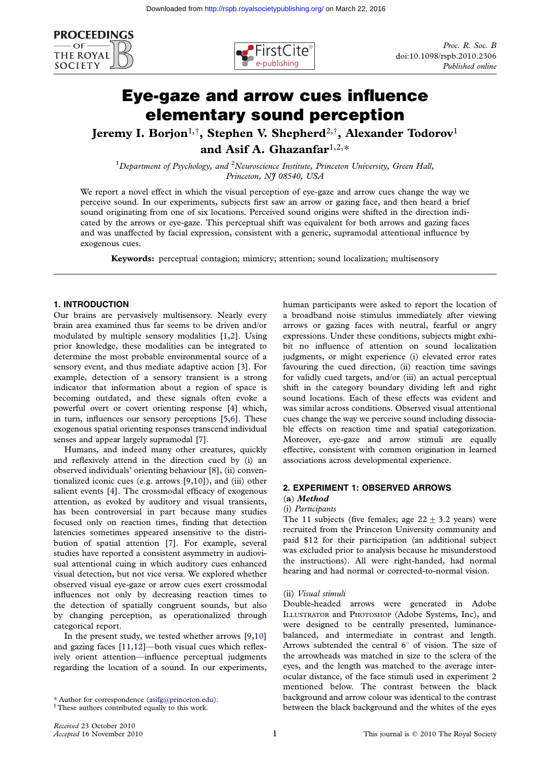# Eye-gaze and arrow cues influence elementary sound perception

**Jeremy I. Borjon**[1,†], **Stephen V. Shepherd**[2,†], **Alexander Todorov**[1] **and Asif A. Ghazanfar**[1,2,*]

[1]*Department of Psychology, and* [2]*Neuroscience Institute, Princeton University, Green Hall, Princeton, NJ 08540, USA*

We report a novel effect in which the visual perception of eye-gaze and arrow cues change the way we perceive sound. In our experiments, subjects first saw an arrow or gazing face, and then heard a brief sound originating from one of six locations. Perceived sound origins were shifted in the direction indicated by the arrows or eye-gaze. This perceptual shift was equivalent for both arrows and gazing faces and was unaffected by facial expression, consistent with a generic, supramodal attentional influence by exogenous cues.

**Keywords:** perceptual contagion; mimicry; attention; sound localization; multisensory

## 1. INTRODUCTION

Our brains are pervasively multisensory. Nearly every brain area examined thus far seems to be driven and/or modulated by multiple sensory modalities [1,2]. Using prior knowledge, these modalities can be integrated to determine the most probable environmental source of a sensory event, and thus mediate adaptive action [3]. For example, detection of a sensory transient is a strong indicator that information about a region of space is becoming outdated, and these signals often evoke a powerful overt or covert orienting response [4] which, in turn, influences our sensory perceptions [5,6]. These exogenous spatial orienting responses transcend individual senses and appear largely supramodal [7].

Humans, and indeed many other creatures, quickly and reflexively attend in the direction cued by (i) an observed individuals' orienting behaviour [8], (ii) conventionalized iconic cues (e.g. arrows [9,10]), and (iii) other salient events [4]. The crossmodal efficacy of exogenous attention, as evoked by auditory and visual transients, has been controversial in part because many studies focused only on reaction times, finding that detection latencies sometimes appeared insensitive to the distribution of spatial attention [7]. For example, several studies have reported a consistent asymmetry in audiovisual attentional cuing in which auditory cues enhanced visual detection, but not vice versa. We explored whether observed visual eye-gaze or arrow cues exert crossmodal influences not only by decreasing reaction times to the detection of spatially congruent sounds, but also by changing perception, as operationalized through categorical report.

In the present study, we tested whether arrows [9,10] and gazing faces [11,12]—both visual cues which reflexively orient attention—influence perceptual judgments regarding the location of a sound. In our experiments, human participants were asked to report the location of a broadband noise stimulus immediately after viewing arrows or gazing faces with neutral, fearful or angry expressions. Under these conditions, subjects might exhibit no influence of attention on sound localization judgments, or might experience (i) elevated error rates favouring the cued direction, (ii) reaction time savings for validly cued targets, and/or (iii) an actual perceptual shift in the category boundary dividing left and right sound locations. Each of these effects was evident and was similar across conditions. Observed visual attentional cues change the way we perceive sound including dissociable effects on reaction time and spatial categorization. Moreover, eye-gaze and arrow stimuli are equally effective, consistent with common origination in learned associations across developmental experience.

## 2. EXPERIMENT 1: OBSERVED ARROWS

### (a) *Method*

(i) *Participants*

The 11 subjects (five females; age $22 \pm 3.2$ years) were recruited from the Princeton University community and paid $12 for their participation (an additional subject was excluded prior to analysis because he misunderstood the instructions). All were right-handed, had normal hearing and had normal or corrected-to-normal vision.

(ii) *Visual stimuli*

Double-headed arrows were generated in Adobe Illustrator and Photoshop (Adobe Systems, Inc), and were designed to be centrally presented, luminance-balanced, and intermediate in contrast and length. Arrows subtended the central 6° of vision. The size of the arrowheads was matched in size to the sclera of the eyes, and the length was matched to the average inter-ocular distance, of the face stimuli used in experiment 2 mentioned below. The contrast between the black background and arrow colour was identical to the contrast between the black background and the whites of the eyes

\* Author for correspondence (asifg@princeton.edu).
† These authors contributed equally to this work.

Received 23 October 2010
Accepted 16 November 2010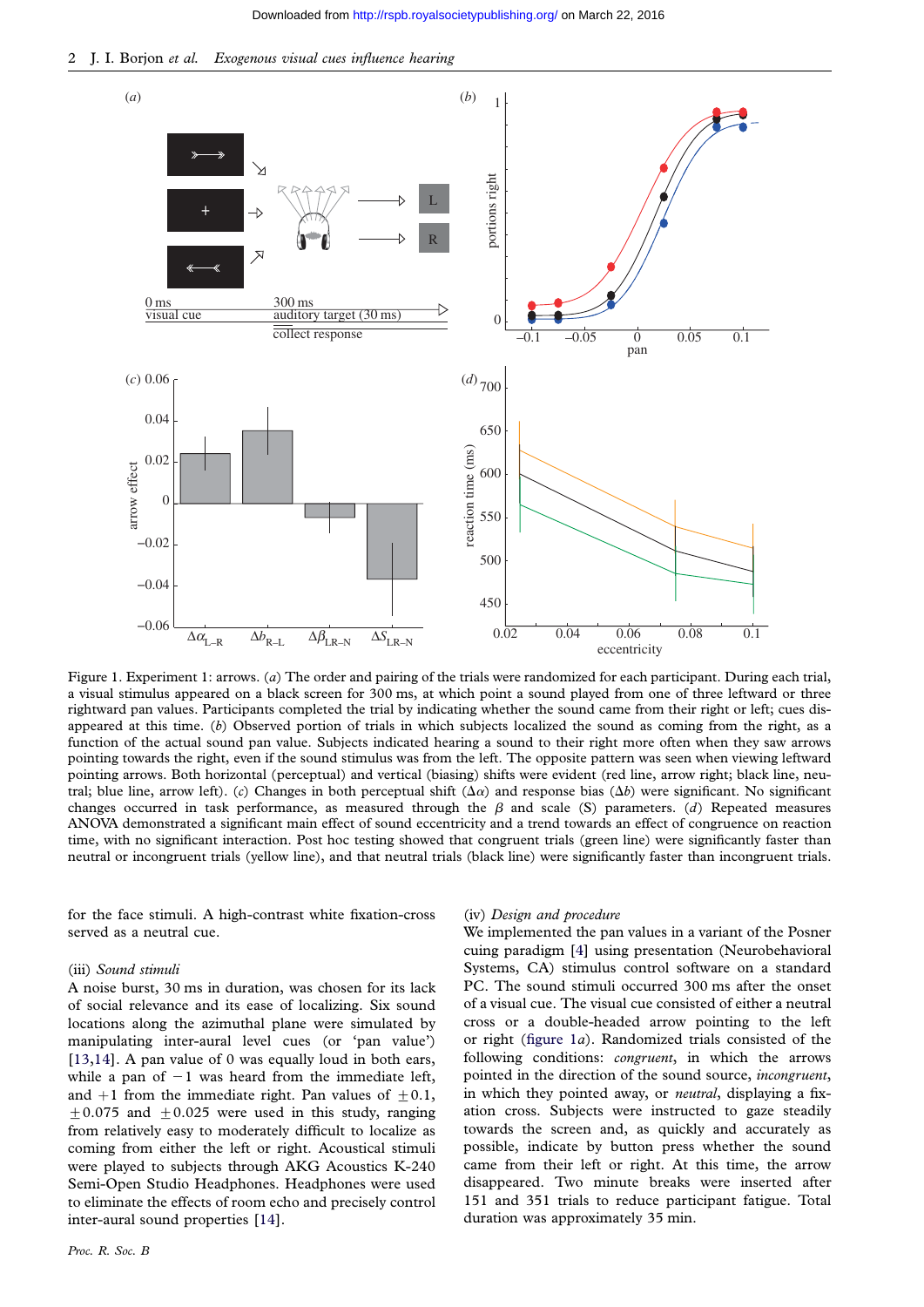Figure 1. Experiment 1: arrows. (*a*) The order and pairing of the trials were randomized for each participant. During each trial, a visual stimulus appeared on a black screen for 300 ms, at which point a sound played from one of three leftward or three rightward pan values. Participants completed the trial by indicating whether the sound came from their right or left; cues disappeared at this time. (*b*) Observed portion of trials in which subjects localized the sound as coming from the right, as a function of the actual sound pan value. Subjects indicated hearing a sound to their right more often when they saw arrows pointing towards the right, even if the sound stimulus was from the left. The opposite pattern was seen when viewing leftward pointing arrows. Both horizontal (perceptual) and vertical (biasing) shifts were evident (red line, arrow right; black line, neutral; blue line, arrow left). (*c*) Changes in both perceptual shift ($\Delta\alpha$) and response bias ($\Delta b$) were significant. No significant changes occurred in task performance, as measured through the $\beta$ and scale (S) parameters. (*d*) Repeated measures ANOVA demonstrated a significant main effect of sound eccentricity and a trend towards an effect of congruence on reaction time, with no significant interaction. Post hoc testing showed that congruent trials (green line) were significantly faster than neutral or incongruent trials (yellow line), and that neutral trials (black line) were significantly faster than incongruent trials.

for the face stimuli. A high-contrast white fixation-cross served as a neutral cue.

(iii) *Sound stimuli*

A noise burst, 30 ms in duration, was chosen for its lack of social relevance and its ease of localizing. Six sound locations along the azimuthal plane were simulated by manipulating inter-aural level cues (or 'pan value') [13,14]. A pan value of 0 was equally loud in both ears, while a pan of $-1$ was heard from the immediate left, and $+1$ from the immediate right. Pan values of $\pm 0.1$, $\pm 0.075$ and $\pm 0.025$ were used in this study, ranging from relatively easy to moderately difficult to localize as coming from either the left or right. Acoustical stimuli were played to subjects through AKG Acoustics K-240 Semi-Open Studio Headphones. Headphones were used to eliminate the effects of room echo and precisely control inter-aural sound properties [14].

(iv) *Design and procedure*

We implemented the pan values in a variant of the Posner cuing paradigm [4] using presentation (Neurobehavioral Systems, CA) stimulus control software on a standard PC. The sound stimuli occurred 300 ms after the onset of a visual cue. The visual cue consisted of either a neutral cross or a double-headed arrow pointing to the left or right (figure 1*a*). Randomized trials consisted of the following conditions: *congruent*, in which the arrows pointed in the direction of the sound source, *incongruent*, in which they pointed away, or *neutral*, displaying a fixation cross. Subjects were instructed to gaze steadily towards the screen and, as quickly and accurately as possible, indicate by button press whether the sound came from their left or right. At this time, the arrow disappeared. Two minute breaks were inserted after 151 and 351 trials to reduce participant fatigue. Total duration was approximately 35 min.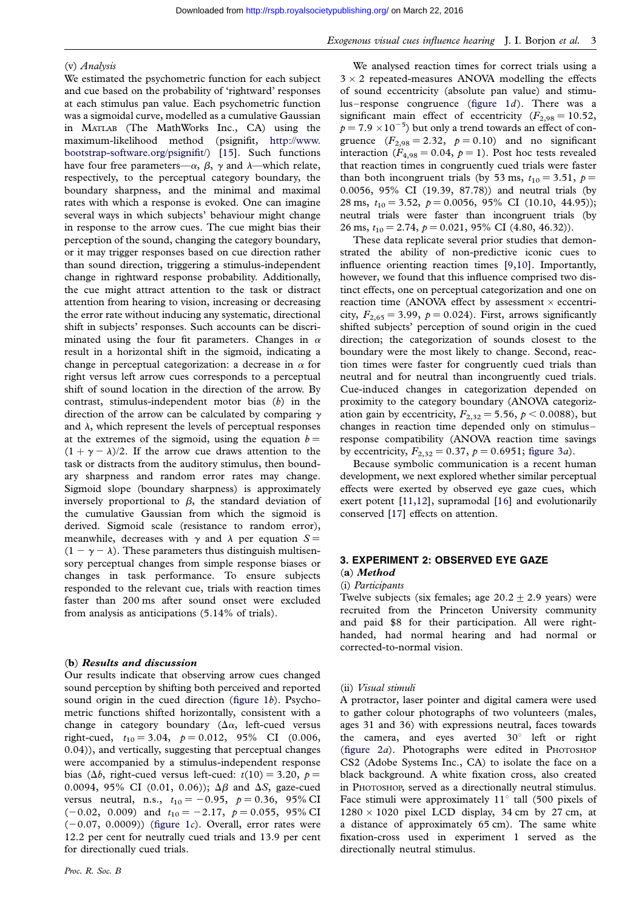#### (v) *Analysis*

We estimated the psychometric function for each subject and cue based on the probability of 'rightward' responses at each stimulus pan value. Each psychometric function was a sigmoidal curve, modelled as a cumulative Gaussian in MATLAB (The MathWorks Inc., CA) using the maximum-likelihood method (psignifit, http://www.bootstrap-software.org/psignifit/) [15]. Such functions have four free parameters—$\alpha$, $\beta$, $\gamma$ and $\lambda$—which relate, respectively, to the perceptual category boundary, the boundary sharpness, and the minimal and maximal rates with which a response is evoked. One can imagine several ways in which subjects' behaviour might change in response to the arrow cues. The cue might bias their perception of the sound, changing the category boundary, or it may trigger responses based on cue direction rather than sound direction, triggering a stimulus-independent change in rightward response probability. Additionally, the cue might attract attention to the task or distract attention from hearing to vision, increasing or decreasing the error rate without inducing any systematic, directional shift in subjects' responses. Such accounts can be discriminated using the four fit parameters. Changes in $\alpha$ result in a horizontal shift in the sigmoid, indicating a change in perceptual categorization: a decrease in $\alpha$ for right versus left arrow cues corresponds to a perceptual shift of sound location in the direction of the arrow. By contrast, stimulus-independent motor bias ($b$) in the direction of the arrow can be calculated by comparing $\gamma$ and $\lambda$, which represent the levels of perceptual responses at the extremes of the sigmoid, using the equation $b = (1 + \gamma - \lambda)/2$. If the arrow cue draws attention to the task or distracts from the auditory stimulus, then boundary sharpness and random error rates may change. Sigmoid slope (boundary sharpness) is approximately inversely proportional to $\beta$, the standard deviation of the cumulative Gaussian from which the sigmoid is derived. Sigmoid scale (resistance to random error), meanwhile, decreases with $\gamma$ and $\lambda$ per equation $S = (1 - \gamma - \lambda)$. These parameters thus distinguish multisensory perceptual changes from simple response biases or changes in task performance. To ensure subjects responded to the relevant cue, trials with reaction times faster than 200 ms after sound onset were excluded from analysis as anticipations (5.14% of trials).

### (b) *Results and discussion*

Our results indicate that observing arrow cues changed sound perception by shifting both perceived and reported sound origin in the cued direction (figure 1*b*). Psychometric functions shifted horizontally, consistent with a change in category boundary ($\Delta\alpha$, left-cued versus right-cued, $t_{10} = 3.04$, $p = 0.012$, 95% CI (0.006, 0.04)), and vertically, suggesting that perceptual changes were accompanied by a stimulus-independent response bias ($\Delta b$, right-cued versus left-cued: $t(10) = 3.20$, $p = 0.0094$, 95% CI (0.01, 0.06)); $\Delta\beta$ and $\Delta S$, gaze-cued versus neutral, n.s., $t_{10} = -0.95$, $p = 0.36$, 95% CI $(-0.02, 0.009)$ and $t_{10} = -2.17$, $p = 0.055$, 95% CI $(-0.07, 0.0009)$) (figure 1*c*). Overall, error rates were 12.2 per cent for neutrally cued trials and 13.9 per cent for directionally cued trials.

We analysed reaction times for correct trials using a $3 \times 2$ repeated-measures ANOVA modelling the effects of sound eccentricity (absolute pan value) and stimulus–response congruence (figure 1*d*). There was a significant main effect of eccentricity ($F_{2,98} = 10.52$, $p = 7.9 \times 10^{-5}$) but only a trend towards an effect of congruence ($F_{2,98} = 2.32$, $p = 0.10$) and no significant interaction ($F_{4,98} = 0.04$, $p = 1$). Post hoc tests revealed that reaction times in congruently cued trials were faster than both incongruent trials (by 53 ms, $t_{10} = 3.51$, $p = 0.0056$, 95% CI (19.39, 87.78)) and neutral trials (by 28 ms, $t_{10} = 3.52$, $p = 0.0056$, 95% CI (10.10, 44.95)); neutral trials were faster than incongruent trials (by 26 ms, $t_{10} = 2.74$, $p = 0.021$, 95% CI (4.80, 46.32)).

These data replicate several prior studies that demonstrated the ability of non-predictive iconic cues to influence orienting reaction times [9,10]. Importantly, however, we found that this influence comprised two distinct effects, one on perceptual categorization and one on reaction time (ANOVA effect by assessment × eccentricity, $F_{2,65} = 3.99$, $p = 0.024$). First, arrows significantly shifted subjects' perception of sound origin in the cued direction; the categorization of sounds closest to the boundary were the most likely to change. Second, reaction times were faster for congruently cued trials than neutral and for neutral than incongruently cued trials. Cue-induced changes in categorization depended on proximity to the category boundary (ANOVA categorization gain by eccentricity, $F_{2,32} = 5.56$, $p < 0.0088$), but changes in reaction time depended only on stimulus–response compatibility (ANOVA reaction time savings by eccentricity, $F_{2,32} = 0.37$, $p = 0.6951$; figure 3*a*).

Because symbolic communication is a recent human development, we next explored whether similar perceptual effects were exerted by observed eye gaze cues, which exert potent [11,12], supramodal [16] and evolutionarily conserved [17] effects on attention.

## 3. EXPERIMENT 2: OBSERVED EYE GAZE

### (a) *Method*

#### (i) *Participants*

Twelve subjects (six females; age $20.2 \pm 2.9$ years) were recruited from the Princeton University community and paid \$8 for their participation. All were right-handed, had normal hearing and had normal or corrected-to-normal vision.

#### (ii) *Visual stimuli*

A protractor, laser pointer and digital camera were used to gather colour photographs of two volunteers (males, ages 31 and 36) with expressions neutral, faces towards the camera, and eyes averted 30° left or right (figure 2*a*). Photographs were edited in PHOTOSHOP CS2 (Adobe Systems Inc., CA) to isolate the face on a black background. A white fixation cross, also created in PHOTOSHOP, served as a directionally neutral stimulus. Face stimuli were approximately 11° tall (500 pixels of $1280 \times 1020$ pixel LCD display, 34 cm by 27 cm, at a distance of approximately 65 cm). The same white fixation-cross used in experiment 1 served as the directionally neutral stimulus.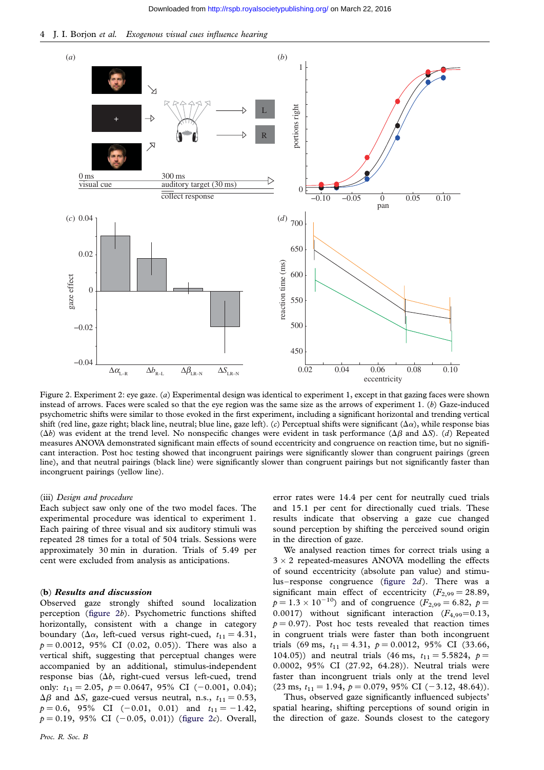Figure 2. Experiment 2: eye gaze. (*a*) Experimental design was identical to experiment 1, except in that gazing faces were shown instead of arrows. Faces were scaled so that the eye region was the same size as the arrows of experiment 1. (*b*) Gaze-induced psychometric shifts were similar to those evoked in the first experiment, including a significant horizontal and trending vertical shift (red line, gaze right; black line, neutral; blue line, gaze left). (*c*) Perceptual shifts were significant ($\Delta\alpha$), while response bias ($\Delta b$) was evident at the trend level. No nonspecific changes were evident in task performance ($\Delta\beta$ and $\Delta S$). (*d*) Repeated measures ANOVA demonstrated significant main effects of sound eccentricity and congruence on reaction time, but no significant interaction. Post hoc testing showed that incongruent pairings were significantly slower than congruent pairings (green line), and that neutral pairings (black line) were significantly slower than congruent pairings but not significantly faster than incongruent pairings (yellow line).

(iii) *Design and procedure*

Each subject saw only one of the two model faces. The experimental procedure was identical to experiment 1. Each pairing of three visual and six auditory stimuli was repeated 28 times for a total of 504 trials. Sessions were approximately 30 min in duration. Trials of 5.49 per cent were excluded from analysis as anticipations.

### (b) *Results and discussion*

Observed gaze strongly shifted sound localization perception (figure 2*b*). Psychometric functions shifted horizontally, consistent with a change in category boundary ($\Delta\alpha$, left-cued versus right-cued, $t_{11} = 4.31$, $p = 0.0012$, 95% CI (0.02, 0.05)). There was also a vertical shift, suggesting that perceptual changes were accompanied by an additional, stimulus-independent response bias ($\Delta b$, right-cued versus left-cued, trend only: $t_{11} = 2.05$, $p = 0.0647$, 95% CI $(-0.001, 0.04)$; $\Delta\beta$ and $\Delta S$, gaze-cued versus neutral, n.s., $t_{11} = 0.53$, $p = 0.6$, 95% CI $(-0.01, 0.01)$ and $t_{11} = -1.42$, $p = 0.19$, 95% CI $(-0.05, 0.01)$) (figure 2*c*). Overall, error rates were 14.4 per cent for neutrally cued trials and 15.1 per cent for directionally cued trials. These results indicate that observing a gaze cue changed sound perception by shifting the perceived sound origin in the direction of gaze.

We analysed reaction times for correct trials using a $3 \times 2$ repeated-measures ANOVA modelling the effects of sound eccentricity (absolute pan value) and stimulus–response congruence (figure 2*d*). There was a significant main effect of eccentricity ($F_{2,99} = 28.89$, $p = 1.3 \times 10^{-10}$) and of congruence ($F_{2,99} = 6.82$, $p = 0.0017$) without significant interaction ($F_{4,99} = 0.13$, $p = 0.97$). Post hoc tests revealed that reaction times in congruent trials were faster than both incongruent trials (69 ms, $t_{11} = 4.31$, $p = 0.0012$, 95% CI (33.66, 104.05)) and neutral trials (46 ms, $t_{11} = 5.5824$, $p = 0.0002$, 95% CI (27.92, 64.28)). Neutral trials were faster than incongruent trials only at the trend level (23 ms, $t_{11} = 1.94$, $p = 0.079$, 95% CI $(-3.12, 48.64)$).

Thus, observed gaze significantly influenced subjects' spatial hearing, shifting perceptions of sound origin in the direction of gaze. Sounds closest to the category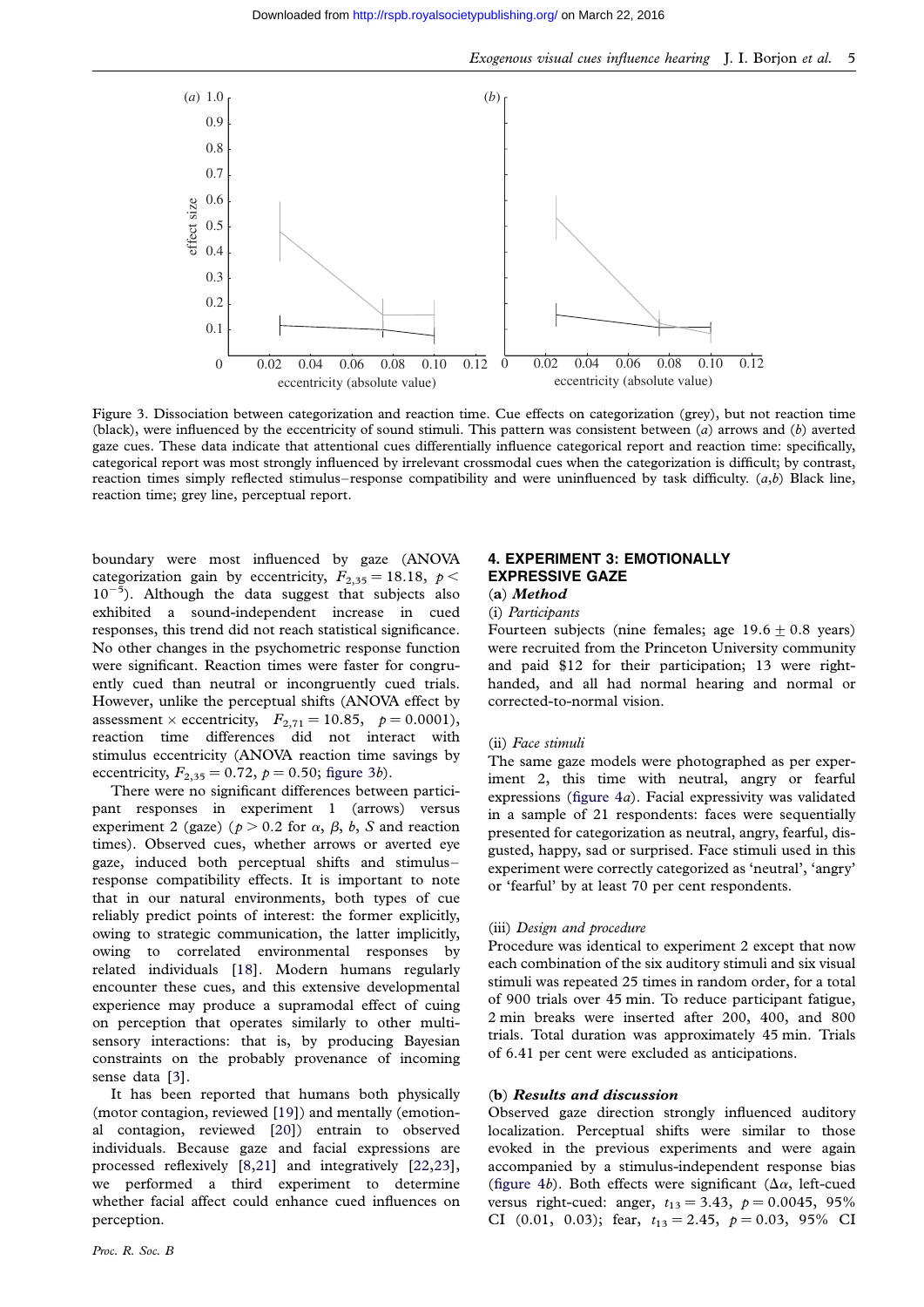Figure 3. Dissociation between categorization and reaction time. Cue effects on categorization (grey), but not reaction time (black), were influenced by the eccentricity of sound stimuli. This pattern was consistent between (*a*) arrows and (*b*) averted gaze cues. These data indicate that attentional cues differentially influence categorical report and reaction time: specifically, categorical report was most strongly influenced by irrelevant crossmodal cues when the categorization is difficult; by contrast, reaction times simply reflected stimulus–response compatibility and were uninfluenced by task difficulty. (*a*,*b*) Black line, reaction time; grey line, perceptual report.

boundary were most influenced by gaze (ANOVA categorization gain by eccentricity, $F_{2,35} = 18.18$, $p < 10^{-5}$). Although the data suggest that subjects also exhibited a sound-independent increase in cued responses, this trend did not reach statistical significance. No other changes in the psychometric response function were significant. Reaction times were faster for congruently cued than neutral or incongruently cued trials. However, unlike the perceptual shifts (ANOVA effect by assessment × eccentricity, $F_{2,71} = 10.85$, $p = 0.0001$), reaction time differences did not interact with stimulus eccentricity (ANOVA reaction time savings by eccentricity, $F_{2,35} = 0.72$, $p = 0.50$; figure 3*b*).

There were no significant differences between participant responses in experiment 1 (arrows) versus experiment 2 (gaze) ($p > 0.2$ for $\alpha$, $\beta$, $b$, $S$ and reaction times). Observed cues, whether arrows or averted eye gaze, induced both perceptual shifts and stimulus–response compatibility effects. It is important to note that in our natural environments, both types of cue reliably predict points of interest: the former explicitly, owing to strategic communication, the latter implicitly, owing to correlated environmental responses by related individuals [18]. Modern humans regularly encounter these cues, and this extensive developmental experience may produce a supramodal effect of cuing on perception that operates similarly to other multisensory interactions: that is, by producing Bayesian constraints on the probably provenance of incoming sense data [3].

It has been reported that humans both physically (motor contagion, reviewed [19]) and mentally (emotional contagion, reviewed [20]) entrain to observed individuals. Because gaze and facial expressions are processed reflexively [8,21] and integratively [22,23], we performed a third experiment to determine whether facial affect could enhance cued influences on perception.

## 4. EXPERIMENT 3: EMOTIONALLY EXPRESSIVE GAZE

### (a) *Method*

#### (i) *Participants*

Fourteen subjects (nine females; age $19.6 \pm 0.8$ years) were recruited from the Princeton University community and paid $12 for their participation; 13 were right-handed, and all had normal hearing and normal or corrected-to-normal vision.

#### (ii) *Face stimuli*

The same gaze models were photographed as per experiment 2, this time with neutral, angry or fearful expressions (figure 4*a*). Facial expressivity was validated in a sample of 21 respondents: faces were sequentially presented for categorization as neutral, angry, fearful, disgusted, happy, sad or surprised. Face stimuli used in this experiment were correctly categorized as 'neutral', 'angry' or 'fearful' by at least 70 per cent respondents.

#### (iii) *Design and procedure*

Procedure was identical to experiment 2 except that now each combination of the six auditory stimuli and six visual stimuli was repeated 25 times in random order, for a total of 900 trials over 45 min. To reduce participant fatigue, 2 min breaks were inserted after 200, 400, and 800 trials. Total duration was approximately 45 min. Trials of 6.41 per cent were excluded as anticipations.

### (b) *Results and discussion*

Observed gaze direction strongly influenced auditory localization. Perceptual shifts were similar to those evoked in the previous experiments and were again accompanied by a stimulus-independent response bias (figure 4*b*). Both effects were significant ($\Delta\alpha$, left-cued versus right-cued: anger, $t_{13} = 3.43$, $p = 0.0045$, 95% CI (0.01, 0.03); fear, $t_{13} = 2.45$, $p = 0.03$, 95% CI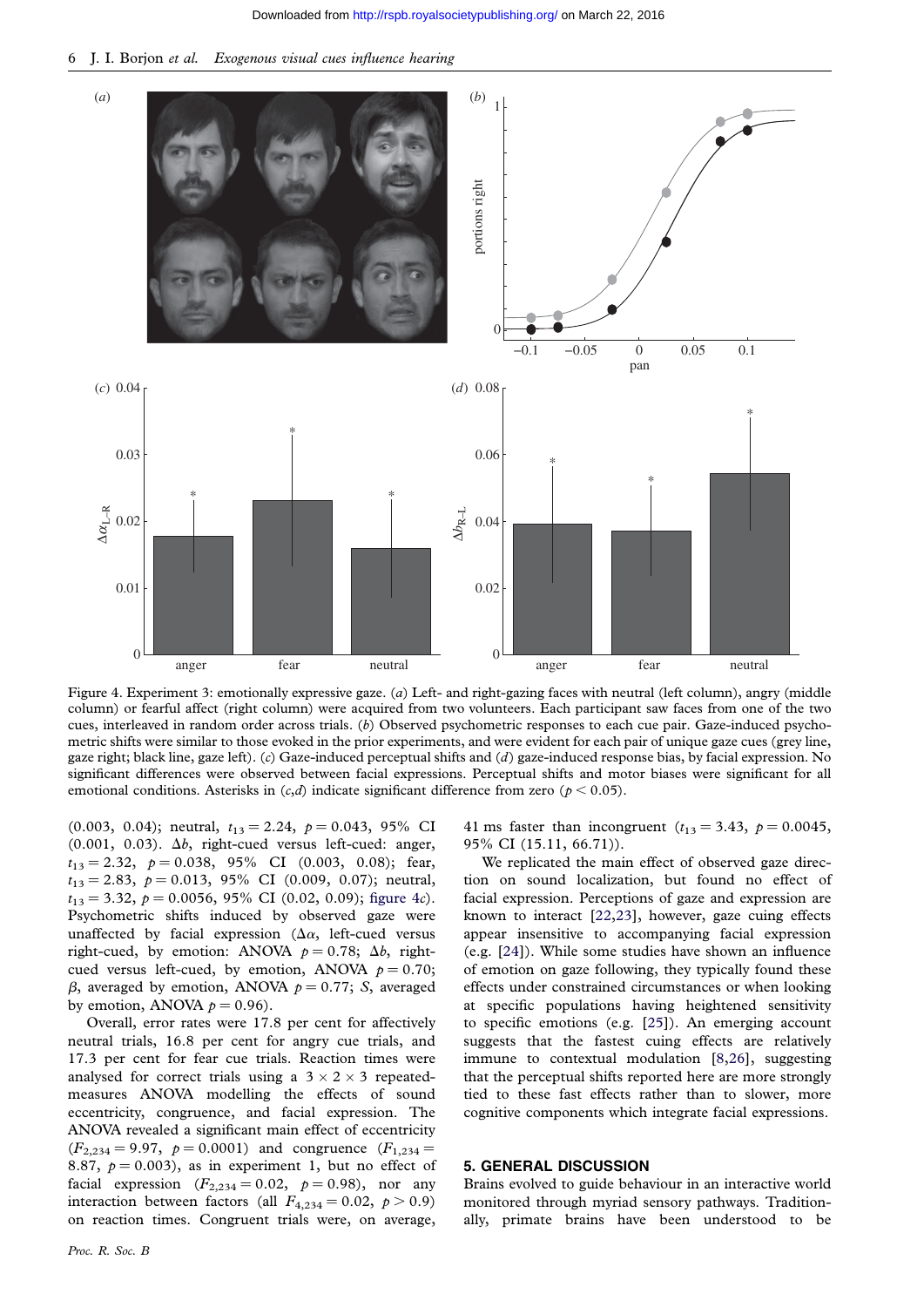Figure 4. Experiment 3: emotionally expressive gaze. (*a*) Left- and right-gazing faces with neutral (left column), angry (middle column) or fearful affect (right column) were acquired from two volunteers. Each participant saw faces from one of the two cues, interleaved in random order across trials. (*b*) Observed psychometric responses to each cue pair. Gaze-induced psychometric shifts were similar to those evoked in the prior experiments, and were evident for each pair of unique gaze cues (grey line, gaze right; black line, gaze left). (*c*) Gaze-induced perceptual shifts and (*d*) gaze-induced response bias, by facial expression. No significant differences were observed between facial expressions. Perceptual shifts and motor biases were significant for all emotional conditions. Asterisks in (*c*,*d*) indicate significant difference from zero ($p < 0.05$).

(0.003, 0.04); neutral, $t_{13} = 2.24$, $p = 0.043$, 95% CI (0.001, 0.03). $\Delta b$, right-cued versus left-cued: anger, $t_{13} = 2.32$, $p = 0.038$, 95% CI (0.003, 0.08); fear, $t_{13} = 2.83$, $p = 0.013$, 95% CI (0.009, 0.07); neutral, $t_{13} = 3.32$, $p = 0.0056$, 95% CI (0.02, 0.09); figure 4*c*). Psychometric shifts induced by observed gaze were unaffected by facial expression ($\Delta\alpha$, left-cued versus right-cued, by emotion: ANOVA $p = 0.78$; $\Delta b$, right-cued versus left-cued, by emotion, ANOVA $p = 0.70$; $\beta$, averaged by emotion, ANOVA $p = 0.77$; $S$, averaged by emotion, ANOVA $p = 0.96$).

Overall, error rates were 17.8 per cent for affectively neutral trials, 16.8 per cent for angry cue trials, and 17.3 per cent for fear cue trials. Reaction times were analysed for correct trials using a $3 \times 2 \times 3$ repeated-measures ANOVA modelling the effects of sound eccentricity, congruence, and facial expression. The ANOVA revealed a significant main effect of eccentricity ($F_{2,234} = 9.97$, $p = 0.0001$) and congruence ($F_{1,234} = 8.87$, $p = 0.003$), as in experiment 1, but no effect of facial expression ($F_{2,234} = 0.02$, $p = 0.98$), nor any interaction between factors (all $F_{4,234} = 0.02$, $p > 0.9$) on reaction times. Congruent trials were, on average, 41 ms faster than incongruent ($t_{13} = 3.43$, $p = 0.0045$, 95% CI (15.11, 66.71)).

We replicated the main effect of observed gaze direction on sound localization, but found no effect of facial expression. Perceptions of gaze and expression are known to interact [22,23], however, gaze cuing effects appear insensitive to accompanying facial expression (e.g. [24]). While some studies have shown an influence of emotion on gaze following, they typically found these effects under constrained circumstances or when looking at specific populations having heightened sensitivity to specific emotions (e.g. [25]). An emerging account suggests that the fastest cuing effects are relatively immune to contextual modulation [8,26], suggesting that the perceptual shifts reported here are more strongly tied to these fast effects rather than to slower, more cognitive components which integrate facial expressions.

## 5. GENERAL DISCUSSION

Brains evolved to guide behaviour in an interactive world monitored through myriad sensory pathways. Traditionally, primate brains have been understood to be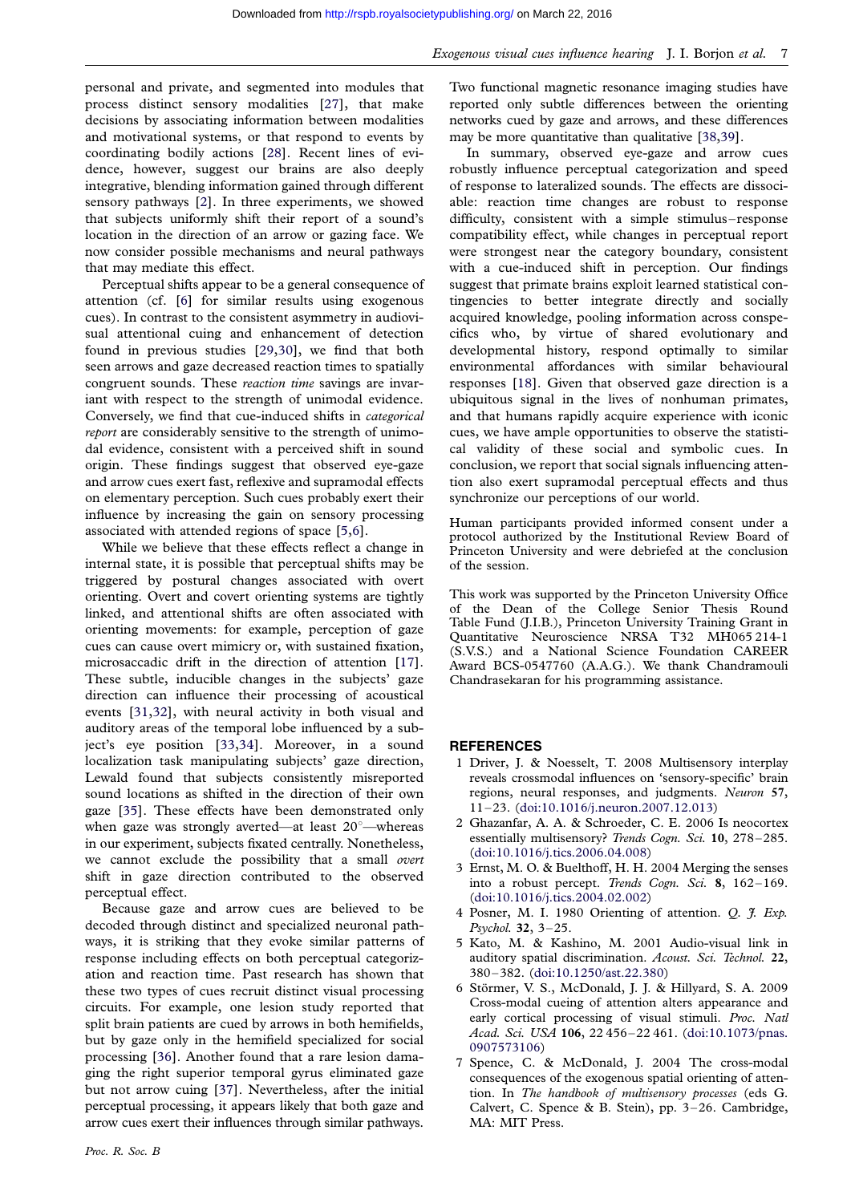personal and private, and segmented into modules that process distinct sensory modalities [27], that make decisions by associating information between modalities and motivational systems, or that respond to events by coordinating bodily actions [28]. Recent lines of evidence, however, suggest our brains are also deeply integrative, blending information gained through different sensory pathways [2]. In three experiments, we showed that subjects uniformly shift their report of a sound's location in the direction of an arrow or gazing face. We now consider possible mechanisms and neural pathways that may mediate this effect.

Perceptual shifts appear to be a general consequence of attention (cf. [6] for similar results using exogenous cues). In contrast to the consistent asymmetry in audiovisual attentional cuing and enhancement of detection found in previous studies [29,30], we find that both seen arrows and gaze decreased reaction times to spatially congruent sounds. These *reaction time* savings are invariant with respect to the strength of unimodal evidence. Conversely, we find that cue-induced shifts in *categorical report* are considerably sensitive to the strength of unimodal evidence, consistent with a perceived shift in sound origin. These findings suggest that observed eye-gaze and arrow cues exert fast, reflexive and supramodal effects on elementary perception. Such cues probably exert their influence by increasing the gain on sensory processing associated with attended regions of space [5,6].

While we believe that these effects reflect a change in internal state, it is possible that perceptual shifts may be triggered by postural changes associated with overt orienting. Overt and covert orienting systems are tightly linked, and attentional shifts are often associated with orienting movements: for example, perception of gaze cues can cause overt mimicry or, with sustained fixation, microsaccadic drift in the direction of attention [17]. These subtle, inducible changes in the subjects' gaze direction can influence their processing of acoustical events [31,32], with neural activity in both visual and auditory areas of the temporal lobe influenced by a subject's eye position [33,34]. Moreover, in a sound localization task manipulating subjects' gaze direction, Lewald found that subjects consistently misreported sound locations as shifted in the direction of their own gaze [35]. These effects have been demonstrated only when gaze was strongly averted—at least 20°—whereas in our experiment, subjects fixated centrally. Nonetheless, we cannot exclude the possibility that a small *overt* shift in gaze direction contributed to the observed perceptual effect.

Because gaze and arrow cues are believed to be decoded through distinct and specialized neuronal pathways, it is striking that they evoke similar patterns of response including effects on both perceptual categorization and reaction time. Past research has shown that these two types of cues recruit distinct visual processing circuits. For example, one lesion study reported that split brain patients are cued by arrows in both hemifields, but by gaze only in the hemifield specialized for social processing [36]. Another found that a rare lesion damaging the right superior temporal gyrus eliminated gaze but not arrow cuing [37]. Nevertheless, after the initial perceptual processing, it appears likely that both gaze and arrow cues exert their influences through similar pathways.

Two functional magnetic resonance imaging studies have reported only subtle differences between the orienting networks cued by gaze and arrows, and these differences may be more quantitative than qualitative [38,39].

In summary, observed eye-gaze and arrow cues robustly influence perceptual categorization and speed of response to lateralized sounds. The effects are dissociable: reaction time changes are robust to response difficulty, consistent with a simple stimulus–response compatibility effect, while changes in perceptual report were strongest near the category boundary, consistent with a cue-induced shift in perception. Our findings suggest that primate brains exploit learned statistical contingencies to better integrate directly and socially acquired knowledge, pooling information across conspecifics who, by virtue of shared evolutionary and developmental history, respond optimally to similar environmental affordances with similar behavioural responses [18]. Given that observed gaze direction is a ubiquitous signal in the lives of nonhuman primates, and that humans rapidly acquire experience with iconic cues, we have ample opportunities to observe the statistical validity of these social and symbolic cues. In conclusion, we report that social signals influencing attention also exert supramodal perceptual effects and thus synchronize our perceptions of our world.

Human participants provided informed consent under a protocol authorized by the Institutional Review Board of Princeton University and were debriefed at the conclusion of the session.

This work was supported by the Princeton University Office of the Dean of the College Senior Thesis Round Table Fund (J.I.B.), Princeton University Training Grant in Quantitative Neuroscience NRSA T32 MH065 214-1 (S.V.S.) and a National Science Foundation CAREER Award BCS-0547760 (A.A.G.). We thank Chandramouli Chandrasekaran for his programming assistance.

## REFERENCES

1 Driver, J. & Noesselt, T. 2008 Multisensory interplay reveals crossmodal influences on 'sensory-specific' brain regions, neural responses, and judgments. *Neuron* **57**, 11–23. (doi:10.1016/j.neuron.2007.12.013)

2 Ghazanfar, A. A. & Schroeder, C. E. 2006 Is neocortex essentially multisensory? *Trends Cogn. Sci.* **10**, 278–285. (doi:10.1016/j.tics.2006.04.008)

3 Ernst, M. O. & Buelthoff, H. H. 2004 Merging the senses into a robust percept. *Trends Cogn. Sci.* **8**, 162–169. (doi:10.1016/j.tics.2004.02.002)

4 Posner, M. I. 1980 Orienting of attention. *Q. J. Exp. Psychol.* **32**, 3–25.

5 Kato, M. & Kashino, M. 2001 Audio-visual link in auditory spatial discrimination. *Acoust. Sci. Technol.* **22**, 380–382. (doi:10.1250/ast.22.380)

6 Störmer, V. S., McDonald, J. J. & Hillyard, S. A. 2009 Cross-modal cueing of attention alters appearance and early cortical processing of visual stimuli. *Proc. Natl Acad. Sci. USA* **106**, 22 456–22 461. (doi:10.1073/pnas.0907573106)

7 Spence, C. & McDonald, J. 2004 The cross-modal consequences of the exogenous spatial orienting of attention. In *The handbook of multisensory processes* (eds G. Calvert, C. Spence & B. Stein), pp. 3–26. Cambridge, MA: MIT Press.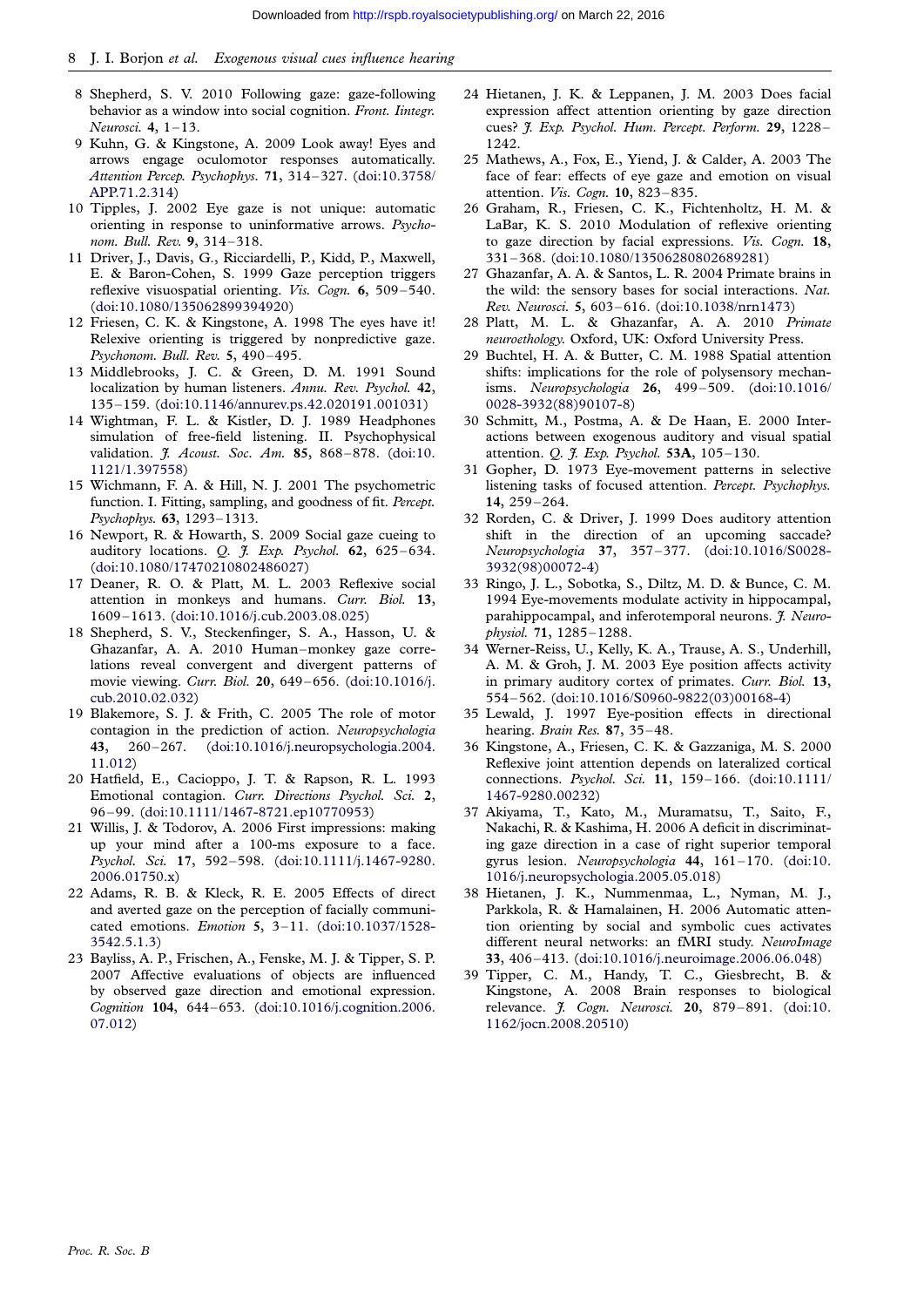8. Shepherd, S. V. 2010 Following gaze: gaze-following behavior as a window into social cognition. *Front. Integr. Neurosci.* **4**, 1–13.
9. Kuhn, G. & Kingstone, A. 2009 Look away! Eyes and arrows engage oculomotor responses automatically. *Attention Percep. Psychophys.* **71**, 314–327. (doi:10.3758/APP.71.2.314)
10. Tipples, J. 2002 Eye gaze is not unique: automatic orienting in response to uninformative arrows. *Psychonom. Bull. Rev.* **9**, 314–318.
11. Driver, J., Davis, G., Ricciardelli, P., Kidd, P., Maxwell, E. & Baron-Cohen, S. 1999 Gaze perception triggers reflexive visuospatial orienting. *Vis. Cogn.* **6**, 509–540. (doi:10.1080/135062899394920)
12. Friesen, C. K. & Kingstone, A. 1998 The eyes have it! Relexive orienting is triggered by nonpredictive gaze. *Psychonom. Bull. Rev.* **5**, 490–495.
13. Middlebrooks, J. C. & Green, D. M. 1991 Sound localization by human listeners. *Annu. Rev. Psychol.* **42**, 135–159. (doi:10.1146/annurev.ps.42.020191.001031)
14. Wightman, F. L. & Kistler, D. J. 1989 Headphones simulation of free-field listening. II. Psychophysical validation. *J. Acoust. Soc. Am.* **85**, 868–878. (doi:10.1121/1.397558)
15. Wichmann, F. A. & Hill, N. J. 2001 The psychometric function. I. Fitting, sampling, and goodness of fit. *Percept. Psychophys.* **63**, 1293–1313.
16. Newport, R. & Howarth, S. 2009 Social gaze cueing to auditory locations. *Q. J. Exp. Psychol.* **62**, 625–634. (doi:10.1080/17470210802486027)
17. Deaner, R. O. & Platt, M. L. 2003 Reflexive social attention in monkeys and humans. *Curr. Biol.* **13**, 1609–1613. (doi:10.1016/j.cub.2003.08.025)
18. Shepherd, S. V., Steckenfinger, S. A., Hasson, U. & Ghazanfar, A. A. 2010 Human–monkey gaze correlations reveal convergent and divergent patterns of movie viewing. *Curr. Biol.* **20**, 649–656. (doi:10.1016/j.cub.2010.02.032)
19. Blakemore, S. J. & Frith, C. 2005 The role of motor contagion in the prediction of action. *Neuropsychologia* **43**, 260–267. (doi:10.1016/j.neuropsychologia.2004.11.012)
20. Hatfield, E., Cacioppo, J. T. & Rapson, R. L. 1993 Emotional contagion. *Curr. Directions Psychol. Sci.* **2**, 96–99. (doi:10.1111/1467-8721.ep10770953)
21. Willis, J. & Todorov, A. 2006 First impressions: making up your mind after a 100-ms exposure to a face. *Psychol. Sci.* **17**, 592–598. (doi:10.1111/j.1467-9280.2006.01750.x)
22. Adams, R. B. & Kleck, R. E. 2005 Effects of direct and averted gaze on the perception of facially communicated emotions. *Emotion* **5**, 3–11. (doi:10.1037/1528-3542.5.1.3)
23. Bayliss, A. P., Frischen, A., Fenske, M. J. & Tipper, S. P. 2007 Affective evaluations of objects are influenced by observed gaze direction and emotional expression. *Cognition* **104**, 644–653. (doi:10.1016/j.cognition.2006.07.012)
24. Hietanen, J. K. & Leppanen, J. M. 2003 Does facial expression affect attention orienting by gaze direction cues? *J. Exp. Psychol. Hum. Percept. Perform.* **29**, 1228–1242.
25. Mathews, A., Fox, E., Yiend, J. & Calder, A. 2003 The face of fear: effects of eye gaze and emotion on visual attention. *Vis. Cogn.* **10**, 823–835.
26. Graham, R., Friesen, C. K., Fichtenholtz, H. M. & LaBar, K. S. 2010 Modulation of reflexive orienting to gaze direction by facial expressions. *Vis. Cogn.* **18**, 331–368. (doi:10.1080/13506280802689281)
27. Ghazanfar, A. A. & Santos, L. R. 2004 Primate brains in the wild: the sensory bases for social interactions. *Nat. Rev. Neurosci.* **5**, 603–616. (doi:10.1038/nrn1473)
28. Platt, M. L. & Ghazanfar, A. A. 2010 *Primate neuroethology.* Oxford, UK: Oxford University Press.
29. Buchtel, H. A. & Butter, C. M. 1988 Spatial attention shifts: implications for the role of polysensory mechanisms. *Neuropsychologia* **26**, 499–509. (doi:10.1016/0028-3932(88)90107-8)
30. Schmitt, M., Postma, A. & De Haan, E. 2000 Interactions between exogenous auditory and visual spatial attention. *Q. J. Exp. Psychol.* **53A**, 105–130.
31. Gopher, D. 1973 Eye-movement patterns in selective listening tasks of focused attention. *Percept. Psychophys.* **14**, 259–264.
32. Rorden, C. & Driver, J. 1999 Does auditory attention shift in the direction of an upcoming saccade? *Neuropsychologia* **37**, 357–377. (doi:10.1016/S0028-3932(98)00072-4)
33. Ringo, J. L., Sobotka, S., Diltz, M. D. & Bunce, C. M. 1994 Eye-movements modulate activity in hippocampal, parahippocampal, and inferotemporal neurons. *J. Neurophysiol.* **71**, 1285–1288.
34. Werner-Reiss, U., Kelly, K. A., Trause, A. S., Underhill, A. M. & Groh, J. M. 2003 Eye position affects activity in primary auditory cortex of primates. *Curr. Biol.* **13**, 554–562. (doi:10.1016/S0960-9822(03)00168-4)
35. Lewald, J. 1997 Eye-position effects in directional hearing. *Brain Res.* **87**, 35–48.
36. Kingstone, A., Friesen, C. K. & Gazzaniga, M. S. 2000 Reflexive joint attention depends on lateralized cortical connections. *Psychol. Sci.* **11**, 159–166. (doi:10.1111/1467-9280.00232)
37. Akiyama, T., Kato, M., Muramatsu, T., Saito, F., Nakachi, R. & Kashima, H. 2006 A deficit in discriminating gaze direction in a case of right superior temporal gyrus lesion. *Neuropsychologia* **44**, 161–170. (doi:10.1016/j.neuropsychologia.2005.05.018)
38. Hietanen, J. K., Nummenmaa, L., Nyman, M. J., Parkkola, R. & Hamalainen, H. 2006 Automatic attention orienting by social and symbolic cues activates different neural networks: an fMRI study. *NeuroImage* **33**, 406–413. (doi:10.1016/j.neuroimage.2006.06.048)
39. Tipper, C. M., Handy, T. C., Giesbrecht, B. & Kingstone, A. 2008 Brain responses to biological relevance. *J. Cogn. Neurosci.* **20**, 879–891. (doi:10.1162/jocn.2008.20510)